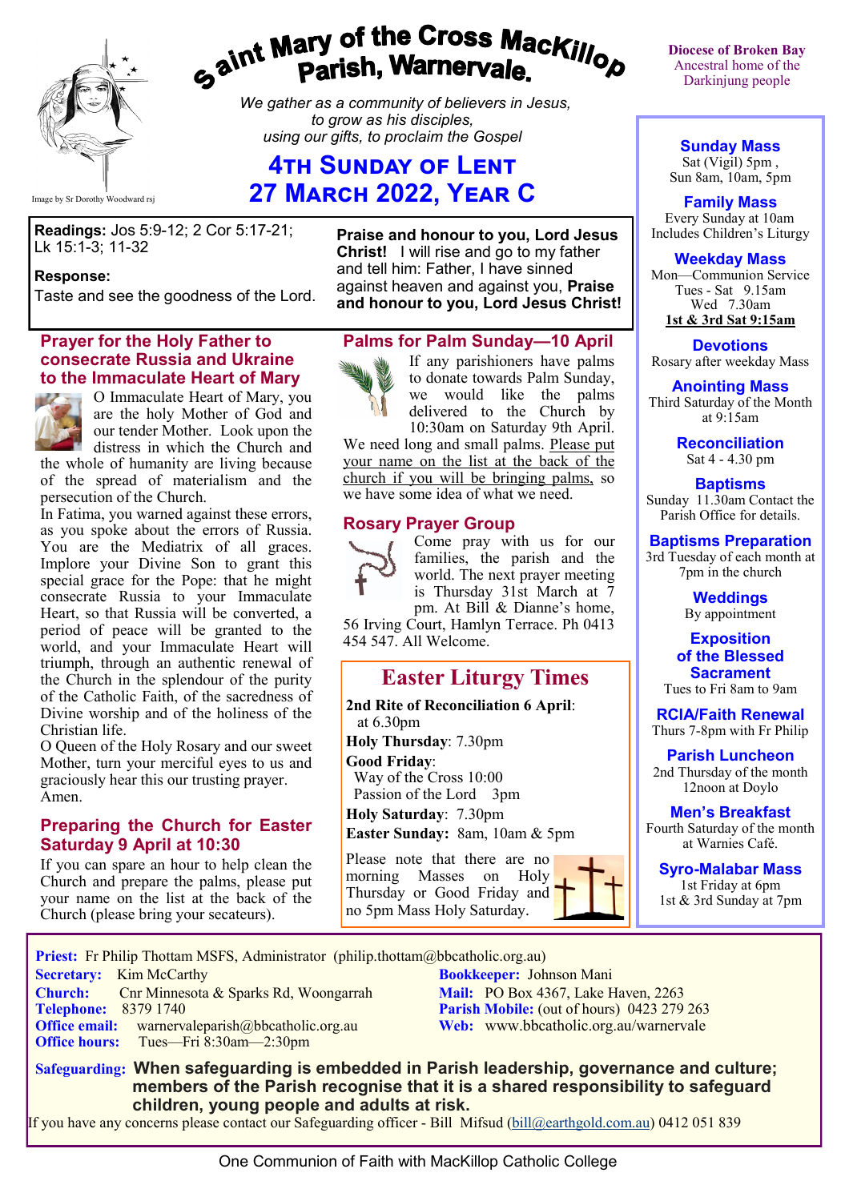# Saint Mary of the Cross MacKillop Parish, Warnervale.

Image by Sr Dorothy Woodward rsj

*We gather as a community of believers in Jesus, to grow as his disciples, using our gifts, to proclaim the Gospel*

## 4th Sunday of Lent
## 27 March 2022, Year C

Diocese of Broken Bay
Ancestral home of the Darkinjung people

**Readings:** Jos 5:9-12; 2 Cor 5:17-21; Lk 15:1-3; 11-32

**Response:**
Taste and see the goodness of the Lord.

**Praise and honour to you, Lord Jesus Christ!** I will rise and go to my father and tell him: Father, I have sinned against heaven and against you, **Praise and honour to you, Lord Jesus Christ!**

### Prayer for the Holy Father to consecrate Russia and Ukraine to the Immaculate Heart of Mary

O Immaculate Heart of Mary, you are the holy Mother of God and our tender Mother. Look upon the distress in which the Church and the whole of humanity are living because of the spread of materialism and the persecution of the Church.

In Fatima, you warned against these errors, as you spoke about the errors of Russia. You are the Mediatrix of all graces. Implore your Divine Son to grant this special grace for the Pope: that he might consecrate Russia to your Immaculate Heart, so that Russia will be converted, a period of peace will be granted to the world, and your Immaculate Heart will triumph, through an authentic renewal of the Church in the splendour of the purity of the Catholic Faith, of the sacredness of Divine worship and of the holiness of the Christian life.

O Queen of the Holy Rosary and our sweet Mother, turn your merciful eyes to us and graciously hear this our trusting prayer.
Amen.

### Preparing the Church for Easter Saturday 9 April at 10:30

If you can spare an hour to help clean the Church and prepare the palms, please put your name on the list at the back of the Church (please bring your secateurs).

### Palms for Palm Sunday—10 April

If any parishioners have palms to donate towards Palm Sunday, we would like the palms delivered to the Church by 10:30am on Saturday 9th April. We need long and small palms. Please put your name on the list at the back of the church if you will be bringing palms, so we have some idea of what we need.

### Rosary Prayer Group

Come pray with us for our families, the parish and the world. The next prayer meeting is Thursday 31st March at 7 pm. At Bill & Dianne's home, 56 Irving Court, Hamlyn Terrace. Ph 0413 454 547. All Welcome.

### Easter Liturgy Times

**2nd Rite of Reconciliation 6 April**: at 6.30pm
**Holy Thursday**: 7.30pm
**Good Friday**:
Way of the Cross 10:00
Passion of the Lord 3pm
**Holy Saturday**: 7.30pm
**Easter Sunday:** 8am, 10am & 5pm

Please note that there are no morning Masses on Holy Thursday or Good Friday and no 5pm Mass Holy Saturday.

**Sunday Mass**
Sat (Vigil) 5pm ,
Sun 8am, 10am, 5pm

**Family Mass**
Every Sunday at 10am
Includes Children's Liturgy

**Weekday Mass**
Mon—Communion Service
Tues - Sat 9.15am
Wed 7.30am
**1st & 3rd Sat 9:15am**

**Devotions**
Rosary after weekday Mass

**Anointing Mass**
Third Saturday of the Month at 9:15am

**Reconciliation**
Sat 4 - 4.30 pm

**Baptisms**
Sunday 11.30am Contact the Parish Office for details.

**Baptisms Preparation**
3rd Tuesday of each month at 7pm in the church

**Weddings**
By appointment

**Exposition of the Blessed Sacrament**
Tues to Fri 8am to 9am

**RCIA/Faith Renewal**
Thurs 7-8pm with Fr Philip

**Parish Luncheon**
2nd Thursday of the month 12noon at Doylo

**Men's Breakfast**
Fourth Saturday of the month at Warnies Café.

**Syro-Malabar Mass**
1st Friday at 6pm
1st & 3rd Sunday at 7pm

**Priest:** Fr Philip Thottam MSFS, Administrator (philip.thottam@bbcatholic.org.au)
**Secretary:** Kim McCarthy
**Church:** Cnr Minnesota & Sparks Rd, Woongarrah
**Telephone:** 8379 1740
**Office email:** warnervaleparish@bbcatholic.org.au
**Office hours:** Tues—Fri 8:30am—2:30pm
**Bookkeeper:** Johnson Mani
**Mail:** PO Box 4367, Lake Haven, 2263
**Parish Mobile:** (out of hours) 0423 279 263
**Web:** www.bbcatholic.org.au/warnervale

**Safeguarding: When safeguarding is embedded in Parish leadership, governance and culture; members of the Parish recognise that it is a shared responsibility to safeguard children, young people and adults at risk.**
If you have any concerns please contact our Safeguarding officer - Bill Mifsud (bill@earthgold.com.au) 0412 051 839

One Communion of Faith with MacKillop Catholic College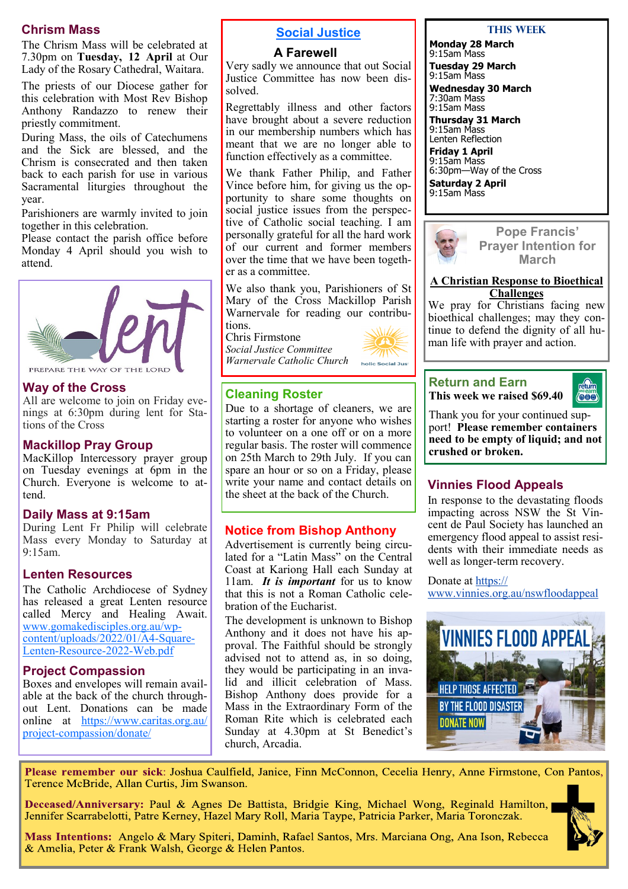## Chrism Mass

The Chrism Mass will be celebrated at 7.30pm on **Tuesday, 12 April** at Our Lady of the Rosary Cathedral, Waitara.

The priests of our Diocese gather for this celebration with Most Rev Bishop Anthony Randazzo to renew their priestly commitment.

During Mass, the oils of Catechumens and the Sick are blessed, and the Chrism is consecrated and then taken back to each parish for use in various Sacramental liturgies throughout the year.

Parishioners are warmly invited to join together in this celebration.

Please contact the parish office before Monday 4 April should you wish to attend.

lent

PREPARE THE WAY OF THE LORD

## Way of the Cross

All are welcome to join on Friday evenings at 6:30pm during lent for Stations of the Cross

## Mackillop Pray Group

MacKillop Intercessory prayer group on Tuesday evenings at 6pm in the Church. Everyone is welcome to attend.

## Daily Mass at 9:15am

During Lent Fr Philip will celebrate Mass every Monday to Saturday at 9:15am.

## Lenten Resources

The Catholic Archdiocese of Sydney has released a great Lenten resource called Mercy and Healing Await. [www.gomakedisciples.org.au/wp-content/uploads/2022/01/A4-Square-Lenten-Resource-2022-Web.pdf](www.gomakedisciples.org.au/wp-content/uploads/2022/01/A4-Square-Lenten-Resource-2022-Web.pdf)

## Project Compassion

Boxes and envelopes will remain available at the back of the church throughout Lent. Donations can be made online at [https://www.caritas.org.au/project-compassion/donate/](https://www.caritas.org.au/project-compassion/donate/)

## Social Justice

### A Farewell

Very sadly we announce that out Social Justice Committee has now been dissolved.

Regrettably illness and other factors have brought about a severe reduction in our membership numbers which has meant that we are no longer able to function effectively as a committee.

We thank Father Philip, and Father Vince before him, for giving us the opportunity to share some thoughts on social justice issues from the perspective of Catholic social teaching. I am personally grateful for all the hard work of our current and former members over the time that we have been together as a committee.

We also thank you, Parishioners of St Mary of the Cross Mackillop Parish Warnervale for reading our contributions.

Chris Firmstone
*Social Justice Committee*
*Warnervale Catholic Church*

## Cleaning Roster

Due to a shortage of cleaners, we are starting a roster for anyone who wishes to volunteer on a one off or on a more regular basis. The roster will commence on 25th March to 29th July. If you can spare an hour or so on a Friday, please write your name and contact details on the sheet at the back of the Church.

## Notice from Bishop Anthony

Advertisement is currently being circulated for a "Latin Mass" on the Central Coast at Kariong Hall each Sunday at 11am. ***It is important*** for us to know that this is not a Roman Catholic celebration of the Eucharist.

The development is unknown to Bishop Anthony and it does not have his approval. The Faithful should be strongly advised not to attend as, in so doing, they would be participating in an invalid and illicit celebration of Mass. Bishop Anthony does provide for a Mass in the Extraordinary Form of the Roman Rite which is celebrated each Sunday at 4.30pm at St Benedict's church, Arcadia.

## THIS WEEK

**Monday 28 March**
9:15am Mass

**Tuesday 29 March**
9:15am Mass

**Wednesday 30 March**
7:30am Mass
9:15am Mass

**Thursday 31 March**
9:15am Mass
Lenten Reflection

**Friday 1 April**
9:15am Mass
6:30pm—Way of the Cross

**Saturday 2 April**
9:15am Mass

## Pope Francis' Prayer Intention for March

**A Christian Response to Bioethical Challenges**

We pray for Christians facing new bioethical challenges; may they continue to defend the dignity of all human life with prayer and action.

## Return and Earn

**This week we raised $69.40**

Thank you for your continued support! **Please remember containers need to be empty of liquid; and not crushed or broken.**

## Vinnies Flood Appeals

In response to the devastating floods impacting across NSW the St Vincent de Paul Society has launched an emergency flood appeal to assist residents with their immediate needs as well as longer-term recovery.

Donate at [https://www.vinnies.org.au/nswfloodappeal](https://www.vinnies.org.au/nswfloodappeal)

VINNIES FLOOD APPEAL
HELP THOSE AFFECTED BY THE FLOOD DISASTER
DONATE NOW

**Please remember our sick**: Joshua Caulfield, Janice, Finn McConnon, Cecelia Henry, Anne Firmstone, Con Pantos, Terence McBride, Allan Curtis, Jim Swanson.

**Deceased/Anniversary:** Paul & Agnes De Battista, Bridgie King, Michael Wong, Reginald Hamilton, Jennifer Scarrabelotti, Patre Kerney, Hazel Mary Roll, Maria Taype, Patricia Parker, Maria Toronczak.

**Mass Intentions:** Angelo & Mary Spiteri, Daminh, Rafael Santos, Mrs. Marciana Ong, Ana Ison, Rebecca & Amelia, Peter & Frank Walsh, George & Helen Pantos.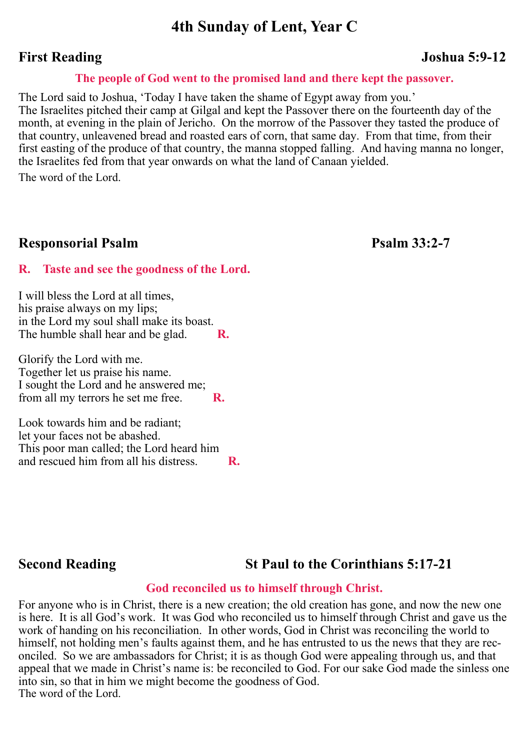# 4th Sunday of Lent, Year C

## First Reading — Joshua 5:9-12

**The people of God went to the promised land and there kept the passover.**

The Lord said to Joshua, 'Today I have taken the shame of Egypt away from you.'
The Israelites pitched their camp at Gilgal and kept the Passover there on the fourteenth day of the month, at evening in the plain of Jericho. On the morrow of the Passover they tasted the produce of that country, unleavened bread and roasted ears of corn, that same day. From that time, from their first easting of the produce of that country, the manna stopped falling. And having manna no longer, the Israelites fed from that year onwards on what the land of Canaan yielded.

The word of the Lord.

## Responsorial Psalm — Psalm 33:2-7

**R. Taste and see the goodness of the Lord.**

I will bless the Lord at all times,
his praise always on my lips;
in the Lord my soul shall make its boast.
The humble shall hear and be glad. **R.**

Glorify the Lord with me.
Together let us praise his name.
I sought the Lord and he answered me;
from all my terrors he set me free. **R.**

Look towards him and be radiant;
let your faces not be abashed.
This poor man called; the Lord heard him
and rescued him from all his distress. **R.**

## Second Reading — St Paul to the Corinthians 5:17-21

**God reconciled us to himself through Christ.**

For anyone who is in Christ, there is a new creation; the old creation has gone, and now the new one is here. It is all God's work. It was God who reconciled us to himself through Christ and gave us the work of handing on his reconciliation. In other words, God in Christ was reconciling the world to himself, not holding men's faults against them, and he has entrusted to us the news that they are reconciled. So we are ambassadors for Christ; it is as though God were appealing through us, and that appeal that we made in Christ's name is: be reconciled to God. For our sake God made the sinless one into sin, so that in him we might become the goodness of God.
The word of the Lord.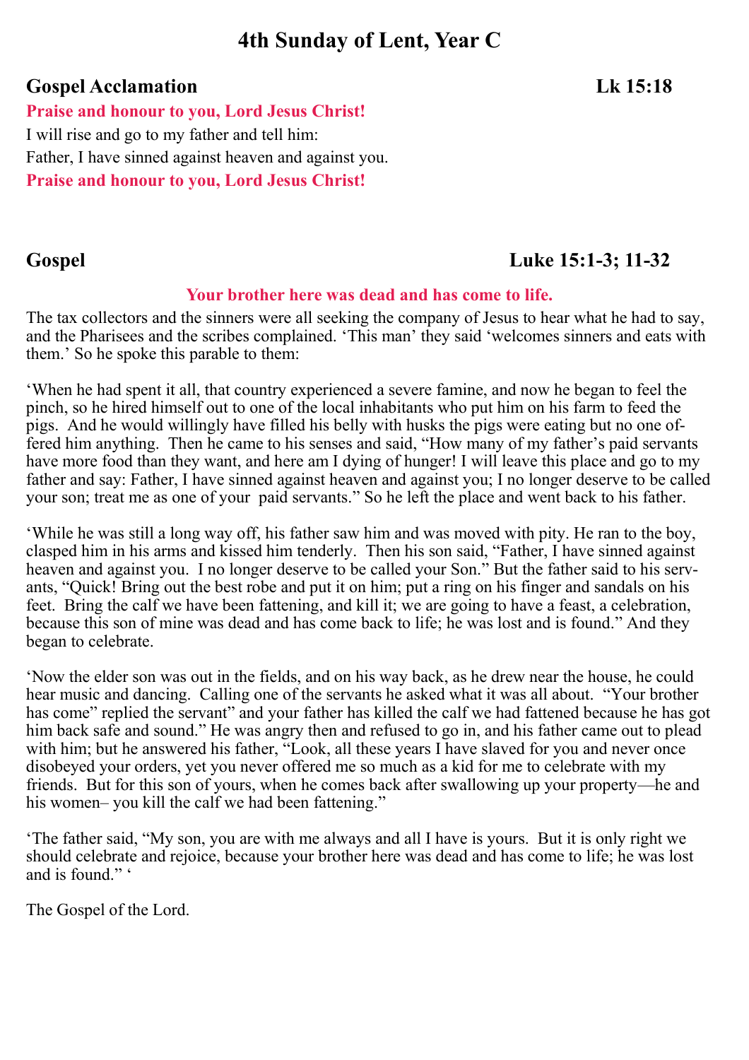# 4th Sunday of Lent, Year C

## Gospel Acclamation Lk 15:18

**Praise and honour to you, Lord Jesus Christ!**
I will rise and go to my father and tell him:
Father, I have sinned against heaven and against you.
**Praise and honour to you, Lord Jesus Christ!**

## Gospel Luke 15:1-3; 11-32

**Your brother here was dead and has come to life.**

The tax collectors and the sinners were all seeking the company of Jesus to hear what he had to say, and the Pharisees and the scribes complained. 'This man' they said 'welcomes sinners and eats with them.' So he spoke this parable to them:

'When he had spent it all, that country experienced a severe famine, and now he began to feel the pinch, so he hired himself out to one of the local inhabitants who put him on his farm to feed the pigs. And he would willingly have filled his belly with husks the pigs were eating but no one offered him anything. Then he came to his senses and said, "How many of my father's paid servants have more food than they want, and here am I dying of hunger! I will leave this place and go to my father and say: Father, I have sinned against heaven and against you; I no longer deserve to be called your son; treat me as one of your paid servants." So he left the place and went back to his father.

'While he was still a long way off, his father saw him and was moved with pity. He ran to the boy, clasped him in his arms and kissed him tenderly. Then his son said, "Father, I have sinned against heaven and against you. I no longer deserve to be called your Son." But the father said to his servants, "Quick! Bring out the best robe and put it on him; put a ring on his finger and sandals on his feet. Bring the calf we have been fattening, and kill it; we are going to have a feast, a celebration, because this son of mine was dead and has come back to life; he was lost and is found." And they began to celebrate.

'Now the elder son was out in the fields, and on his way back, as he drew near the house, he could hear music and dancing. Calling one of the servants he asked what it was all about. "Your brother has come" replied the servant" and your father has killed the calf we had fattened because he has got him back safe and sound." He was angry then and refused to go in, and his father came out to plead with him; but he answered his father, "Look, all these years I have slaved for you and never once disobeyed your orders, yet you never offered me so much as a kid for me to celebrate with my friends. But for this son of yours, when he comes back after swallowing up your property—he and his women– you kill the calf we had been fattening."

'The father said, "My son, you are with me always and all I have is yours. But it is only right we should celebrate and rejoice, because your brother here was dead and has come to life; he was lost and is found." '

The Gospel of the Lord.